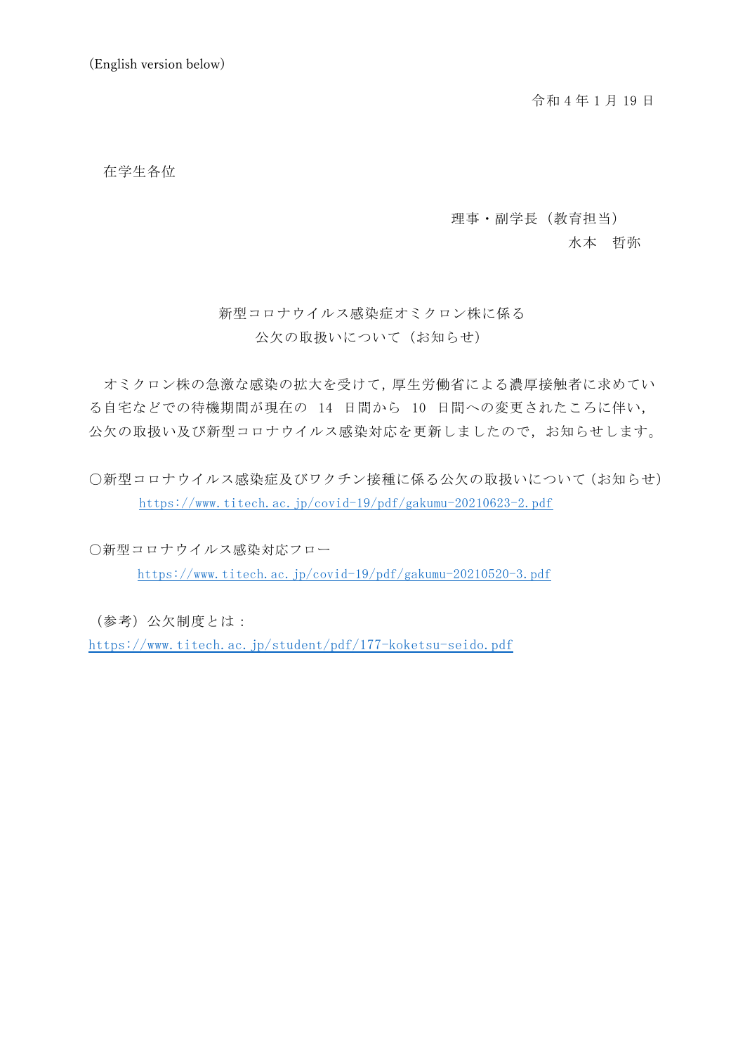(English version below)

令和 4 年 1 月 19 日

在学生各位

理事・副学長（教育担当）
水本　哲弥

## 新型コロナウイルス感染症オミクロン株に係る公欠の取扱いについて（お知らせ）

オミクロン株の急激な感染の拡大を受けて，厚生労働省による濃厚接触者に求めている自宅などでの待機期間が現在の 14 日間から 10 日間への変更されたころに伴い，公欠の取扱い及び新型コロナウイルス感染対応を更新しましたので，お知らせします。

〇新型コロナウイルス感染症及びワクチン接種に係る公欠の取扱いについて（お知らせ）
https://www.titech.ac.jp/covid-19/pdf/gakumu-20210623-2.pdf

〇新型コロナウイルス感染対応フロー
https://www.titech.ac.jp/covid-19/pdf/gakumu-20210520-3.pdf

（参考）公欠制度とは：
https://www.titech.ac.jp/student/pdf/177-koketsu-seido.pdf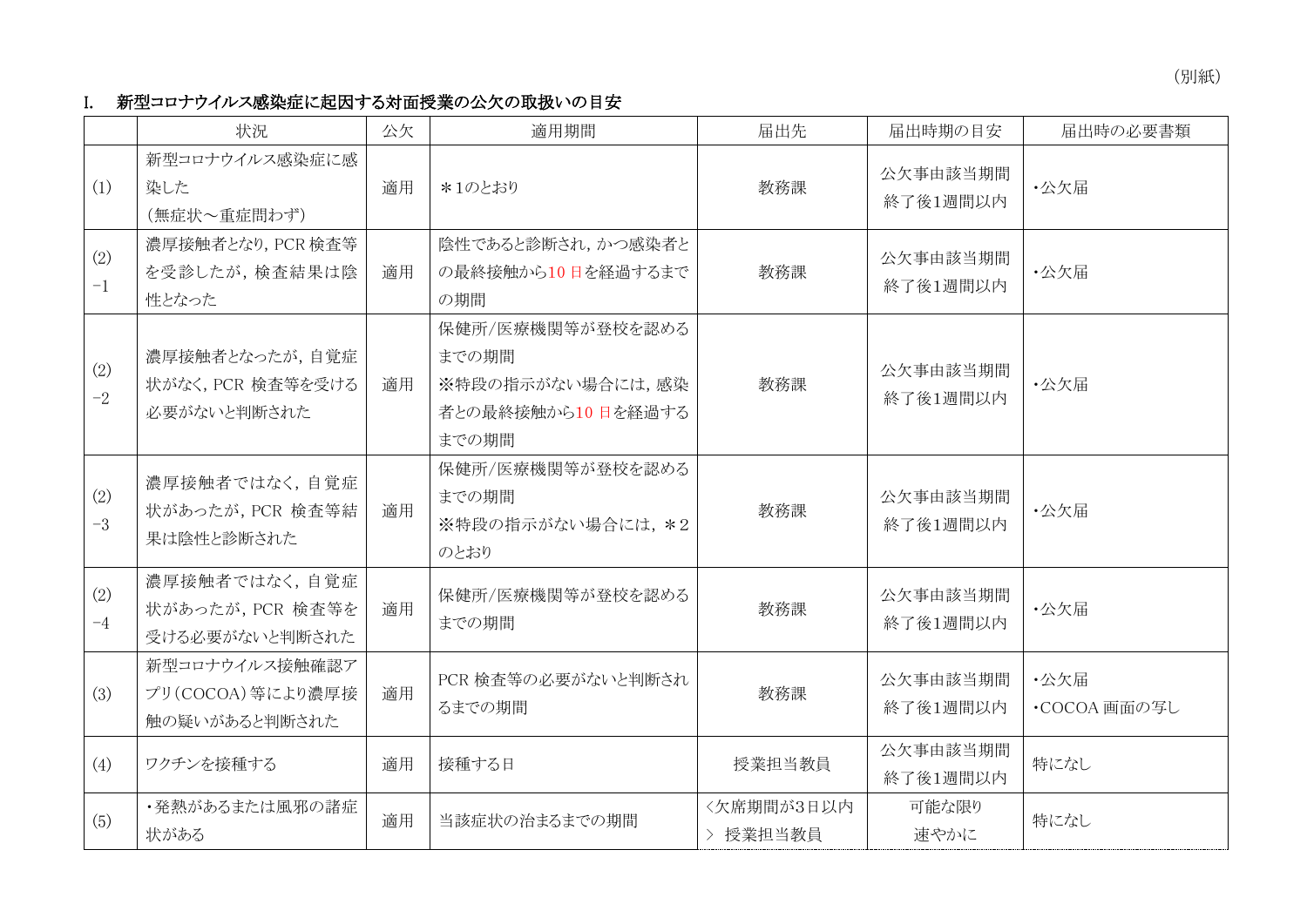（別紙）

## I. 新型コロナウイルス感染症に起因する対面授業の公欠の取扱いの目安

|  | 状況 | 公欠 | 適用期間 | 届出先 | 届出時期の目安 | 届出時の必要書類 |
|---|---|---|---|---|---|---|
| (1) | 新型コロナウイルス感染症に感染した（無症状～重症問わず） | 適用 | ＊1のとおり | 教務課 | 公欠事由該当期間終了後1週間以内 | ・公欠届 |
| (2)−1 | 濃厚接触者となり，PCR 検査等を受診したが，検査結果は陰性となった | 適用 | 陰性であると診断され，かつ感染者との最終接触から10 日を経過するまでの期間 | 教務課 | 公欠事由該当期間終了後1週間以内 | ・公欠届 |
| (2)−2 | 濃厚接触者となったが，自覚症状がなく，PCR 検査等を受ける必要がないと判断された | 適用 | 保健所/医療機関等が登校を認めるまでの期間<br>※特段の指示がない場合には，感染者との最終接触から10 日を経過するまでの期間 | 教務課 | 公欠事由該当期間終了後1週間以内 | ・公欠届 |
| (2)−3 | 濃厚接触者ではなく，自覚症状があったが，PCR 検査等結果は陰性と診断された | 適用 | 保健所/医療機関等が登校を認めるまでの期間<br>※特段の指示がない場合には，＊2のとおり | 教務課 | 公欠事由該当期間終了後1週間以内 | ・公欠届 |
| (2)−4 | 濃厚接触者ではなく，自覚症状があったが，PCR 検査等を受ける必要がないと判断された | 適用 | 保健所/医療機関等が登校を認めるまでの期間 | 教務課 | 公欠事由該当期間終了後1週間以内 | ・公欠届 |
| (3) | 新型コロナウイルス接触確認アプリ（COCOA）等により濃厚接触の疑いがあると判断された | 適用 | PCR 検査等の必要がないと判断されるまでの期間 | 教務課 | 公欠事由該当期間終了後1週間以内 | ・公欠届<br>・COCOA 画面の写し |
| (4) | ワクチンを接種する | 適用 | 接種する日 | 授業担当教員 | 公欠事由該当期間終了後1週間以内 | 特になし |
| (5) | ・発熱があるまたは風邪の諸症状がある | 適用 | 当該症状の治まるまでの期間 | <欠席期間が3日以内> 授業担当教員 | 可能な限り速やかに | 特になし |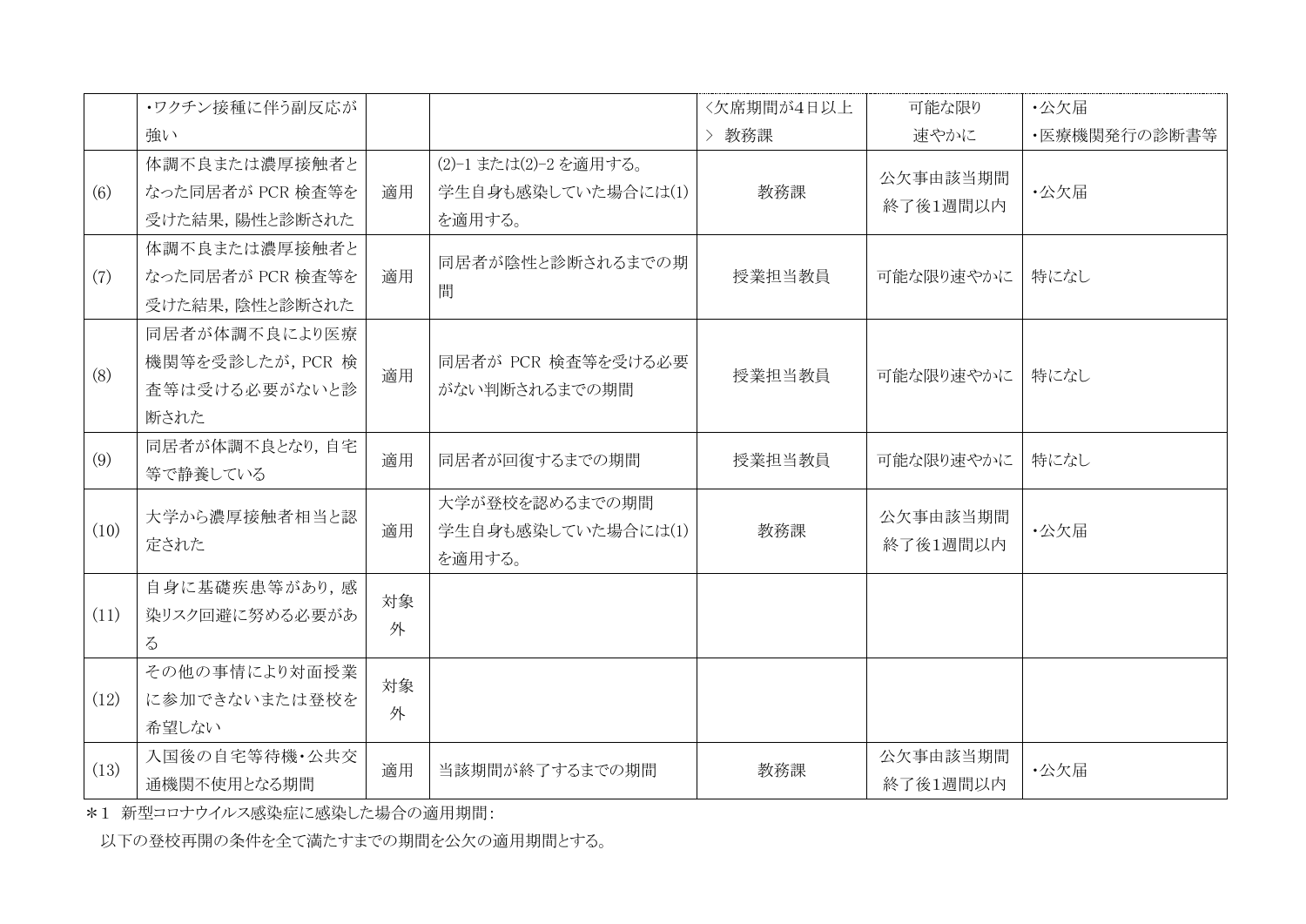| | | | | | | |
|---|---|---|---|---|---|---|
| | ・ワクチン接種に伴う副反応が強い | | | <欠席期間が4日以上> 教務課 | 可能な限り速やかに | ・公欠届<br>・医療機関発行の診断書等 |
| (6) | 体調不良または濃厚接触者となった同居者が PCR 検査等を受けた結果，陽性と診断された | 適用 | (2)-1 または(2)-2 を適用する。<br>学生自身も感染していた場合には(1)を適用する。 | 教務課 | 公欠事由該当期間終了後1週間以内 | ・公欠届 |
| (7) | 体調不良または濃厚接触者となった同居者が PCR 検査等を受けた結果，陰性と診断された | 適用 | 同居者が陰性と診断されるまでの期間 | 授業担当教員 | 可能な限り速やかに | 特になし |
| (8) | 同居者が体調不良により医療機関等を受診したが，PCR 検査等は受ける必要がないと診断された | 適用 | 同居者が PCR 検査等を受ける必要がない判断されるまでの期間 | 授業担当教員 | 可能な限り速やかに | 特になし |
| (9) | 同居者が体調不良となり，自宅等で静養している | 適用 | 同居者が回復するまでの期間 | 授業担当教員 | 可能な限り速やかに | 特になし |
| (10) | 大学から濃厚接触者相当と認定された | 適用 | 大学が登校を認めるまでの期間<br>学生自身も感染していた場合には(1)を適用する。 | 教務課 | 公欠事由該当期間終了後1週間以内 | ・公欠届 |
| (11) | 自身に基礎疾患等があり，感染リスク回避に努める必要がある | 対象外 | | | | |
| (12) | その他の事情により対面授業に参加できないまたは登校を希望しない | 対象外 | | | | |
| (13) | 入国後の自宅等待機・公共交通機関不使用となる期間 | 適用 | 当該期間が終了するまでの期間 | 教務課 | 公欠事由該当期間終了後1週間以内 | ・公欠届 |

＊1 新型コロナウイルス感染症に感染した場合の適用期間：

以下の登校再開の条件を全て満たすまでの期間を公欠の適用期間とする。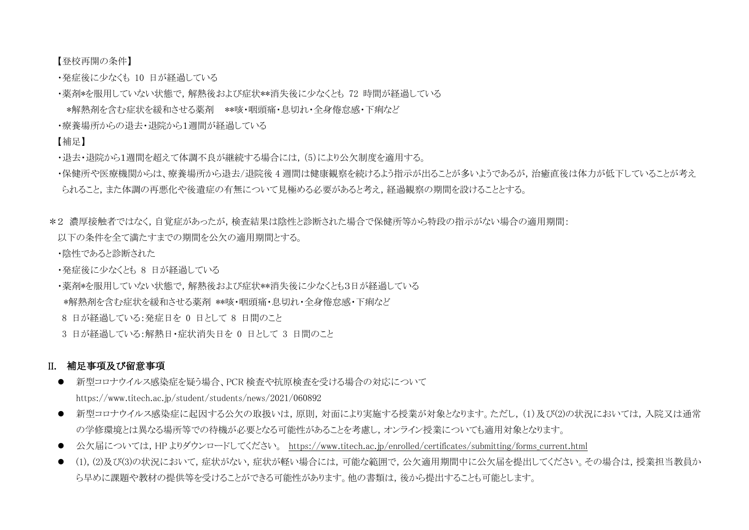【登校再開の条件】

・発症後に少なくも 10 日が経過している

・薬剤*を服用していない状態で，解熱後および症状**消失後に少なくとも 72 時間が経過している

*解熱剤を含む症状を緩和させる薬剤　**咳・咽頭痛・息切れ・全身倦怠感・下痢など

・療養場所からの退去・退院から1週間が経過している

【補足】

・退去・退院から1週間を超えて体調不良が継続する場合には，(5)により公欠制度を適用する。

・保健所や医療機関からは、療養場所から退去/退院後 4 週間は健康観察を続けるよう指示が出ることが多いようであるが，治癒直後は体力が低下していることが考えられること，また体調の再悪化や後遺症の有無について見極める必要があると考え，経過観察の期間を設けることとする。

＊2　濃厚接触者ではなく，自覚症があったが，検査結果は陰性と診断された場合で保健所等から特段の指示がない場合の適用期間:

以下の条件を全て満たすまでの期間を公欠の適用期間とする。

・陰性であると診断された

・発症後に少なくとも 8 日が経過している

・薬剤*を服用していない状態で，解熱後および症状**消失後に少なくとも3日が経過している

*解熱剤を含む症状を緩和させる薬剤 **咳・咽頭痛・息切れ・全身倦怠感・下痢など

8 日が経過している:発症日を 0 日として 8 日間のこと

3 日が経過している:解熱日・症状消失日を 0 日として 3 日間のこと

## II. 補足事項及び留意事項

- 新型コロナウイルス感染症を疑う場合、PCR 検査や抗原検査を受ける場合の対応について
https://www.titech.ac.jp/student/students/news/2021/060892
- 新型コロナウイルス感染症に起因する公欠の取扱いは，原則，対面により実施する授業が対象となります。ただし，(1)及び(2)の状況においては，入院又は通常の学修環境とは異なる場所等での待機が必要となる可能性があることを考慮し，オンライン授業についても適用対象となります。
- 公欠届については，HP よりダウンロードしてください。 https://www.titech.ac.jp/enrolled/certificates/submitting/forms_current.html
- (1), (2)及び(3)の状況において，症状がない，症状が軽い場合には，可能な範囲で，公欠適用期間中に公欠届を提出してください。その場合は，授業担当教員から早めに課題や教材の提供等を受けることができる可能性があります。他の書類は，後から提出することも可能とします。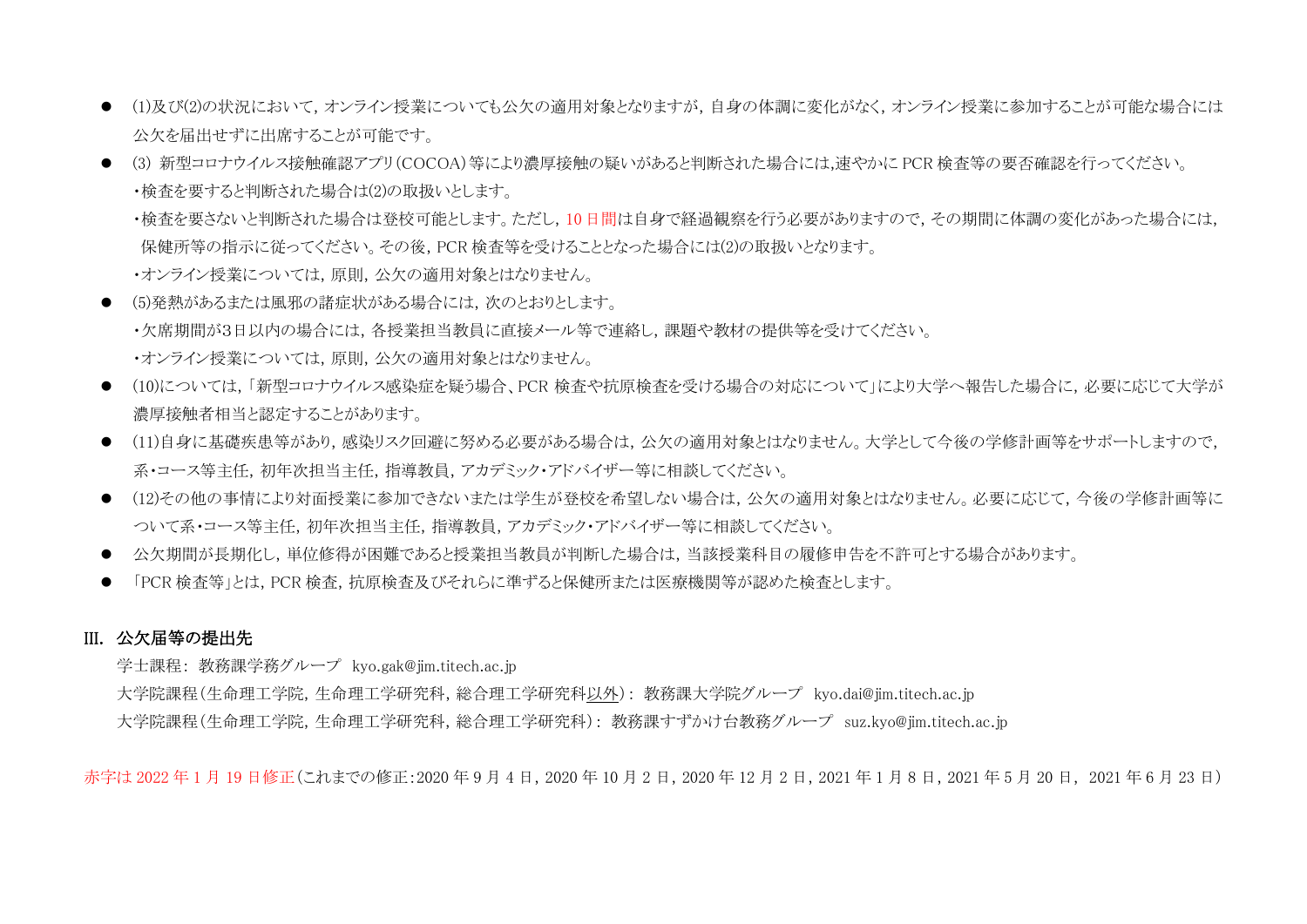- (1)及び(2)の状況において，オンライン授業についても公欠の適用対象となりますが，自身の体調に変化がなく，オンライン授業に参加することが可能な場合には公欠を届出せずに出席することが可能です。
- (3) 新型コロナウイルス接触確認アプリ（COCOA）等により濃厚接触の疑いがあると判断された場合には,速やかに PCR 検査等の要否確認を行ってください。
  - ・検査を要すると判断された場合は(2)の取扱いとします。
  - ・検査を要さないと判断された場合は登校可能とします。ただし，10 日間は自身で経過観察を行う必要がありますので，その期間に体調の変化があった場合には，保健所等の指示に従ってください。その後，PCR 検査等を受けることとなった場合には(2)の取扱いとなります。
  - ・オンライン授業については，原則，公欠の適用対象とはなりません。
- (5)発熱があるまたは風邪の諸症状がある場合には，次のとおりとします。
  - ・欠席期間が3日以内の場合には，各授業担当教員に直接メール等で連絡し，課題や教材の提供等を受けてください。
  - ・オンライン授業については，原則，公欠の適用対象とはなりません。
- (10)については，「新型コロナウイルス感染症を疑う場合、PCR 検査や抗原検査を受ける場合の対応について」により大学へ報告した場合に，必要に応じて大学が濃厚接触者相当と認定することがあります。
- (11)自身に基礎疾患等があり，感染リスク回避に努める必要がある場合は，公欠の適用対象とはなりません。大学として今後の学修計画等をサポートしますので，系・コース等主任，初年次担当主任，指導教員，アカデミック・アドバイザー等に相談してください。
- (12)その他の事情により対面授業に参加できないまたは学生が登校を希望しない場合は，公欠の適用対象とはなりません。必要に応じて，今後の学修計画等について系・コース等主任，初年次担当主任，指導教員，アカデミック・アドバイザー等に相談してください。
- 公欠期間が長期化し，単位修得が困難であると授業担当教員が判断した場合は，当該授業科目の履修申告を不許可とする場合があります。
- 「PCR 検査等」とは，PCR 検査，抗原検査及びそれらに準ずると保健所または医療機関等が認めた検査とします。

## III. 公欠届等の提出先

学士課程： 教務課学務グループ　kyo.gak@jim.titech.ac.jp

大学院課程（生命理工学院，生命理工学研究科，総合理工学研究科以外）： 教務課大学院グループ　kyo.dai@jim.titech.ac.jp

大学院課程（生命理工学院，生命理工学研究科，総合理工学研究科）： 教務課すずかけ台教務グループ　suz.kyo@jim.titech.ac.jp

赤字は 2022 年 1 月 19 日修正（これまでの修正：2020 年 9 月 4 日，2020 年 10 月 2 日，2020 年 12 月 2 日，2021 年 1 月 8 日，2021 年 5 月 20 日，2021 年 6 月 23 日）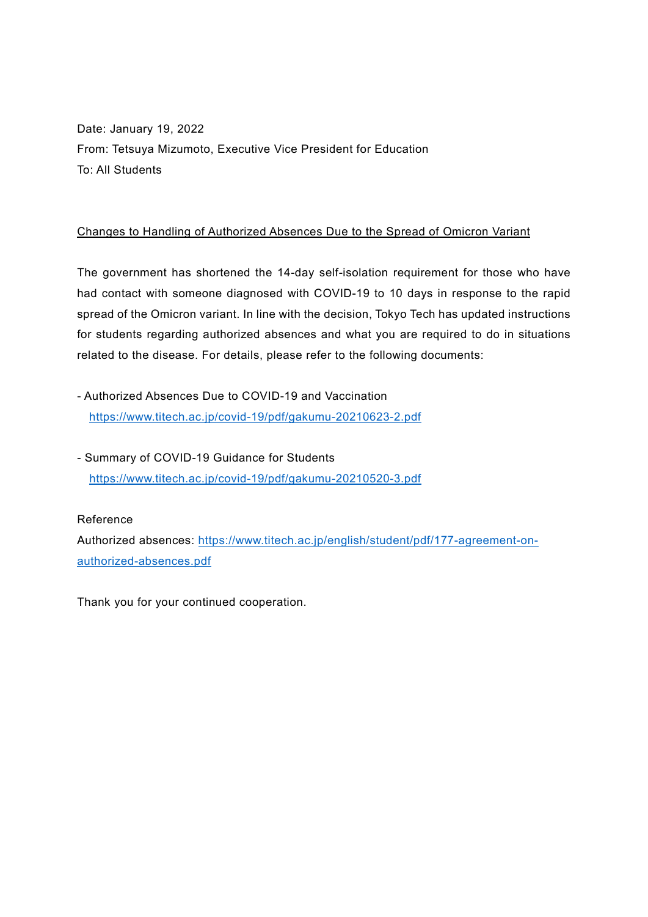Date: January 19, 2022

From: Tetsuya Mizumoto, Executive Vice President for Education

To: All Students

<u>Changes to Handling of Authorized Absences Due to the Spread of Omicron Variant</u>

The government has shortened the 14-day self-isolation requirement for those who have had contact with someone diagnosed with COVID-19 to 10 days in response to the rapid spread of the Omicron variant. In line with the decision, Tokyo Tech has updated instructions for students regarding authorized absences and what you are required to do in situations related to the disease. For details, please refer to the following documents:

- Authorized Absences Due to COVID-19 and Vaccination
  https://www.titech.ac.jp/covid-19/pdf/gakumu-20210623-2.pdf

- Summary of COVID-19 Guidance for Students
  https://www.titech.ac.jp/covid-19/pdf/gakumu-20210520-3.pdf

Reference

Authorized absences: https://www.titech.ac.jp/english/student/pdf/177-agreement-on-authorized-absences.pdf

Thank you for your continued cooperation.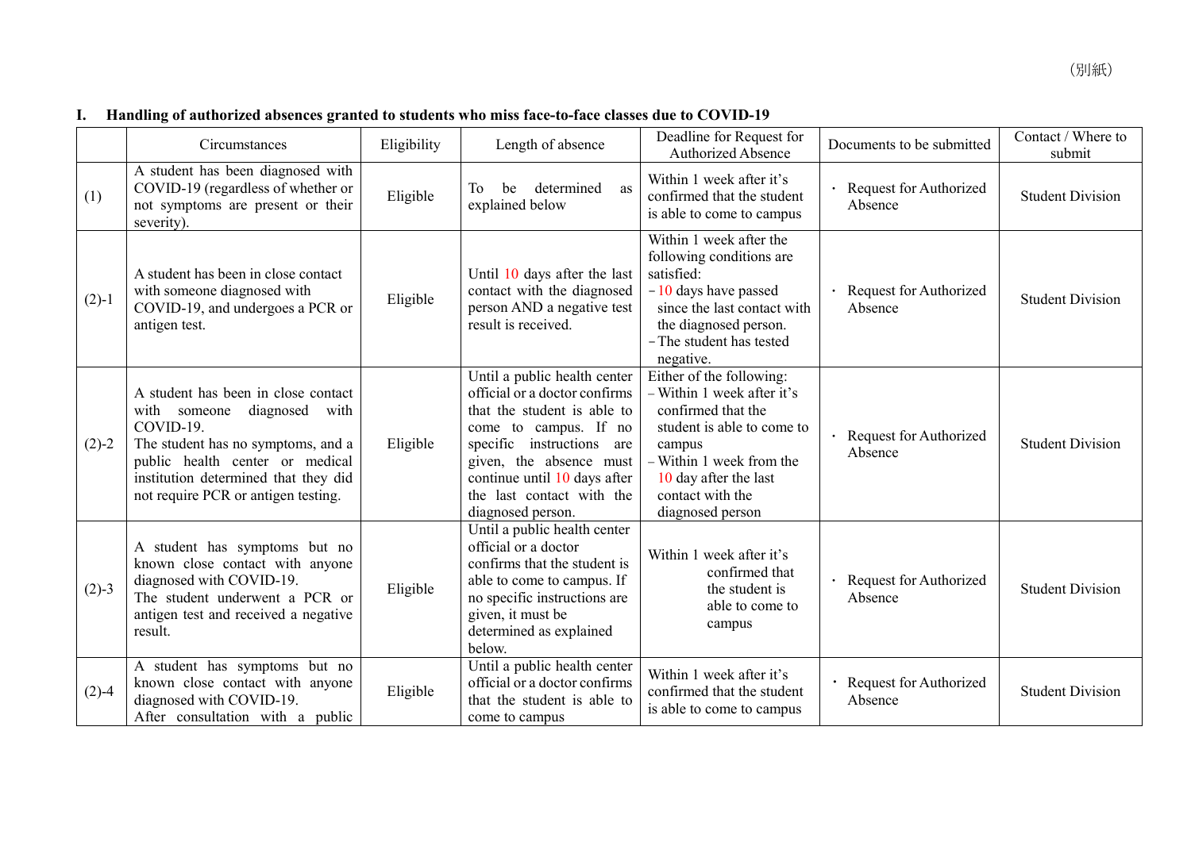（別紙）

## I. Handling of authorized absences granted to students who miss face-to-face classes due to COVID-19

| | Circumstances | Eligibility | Length of absence | Deadline for Request for Authorized Absence | Documents to be submitted | Contact / Where to submit |
|---|---|---|---|---|---|---|
| (1) | A student has been diagnosed with COVID-19 (regardless of whether or not symptoms are present or their severity). | Eligible | To be determined as explained below | Within 1 week after it's confirmed that the student is able to come to campus | ・ Request for Authorized Absence | Student Division |
| (2)-1 | A student has been in close contact with someone diagnosed with COVID-19, and undergoes a PCR or antigen test. | Eligible | Until 10 days after the last contact with the diagnosed person AND a negative test result is received. | Within 1 week after the following conditions are satisfied:<br>－10 days have passed since the last contact with the diagnosed person.<br>－The student has tested negative. | ・ Request for Authorized Absence | Student Division |
| (2)-2 | A student has been in close contact with someone diagnosed with COVID-19.<br>The student has no symptoms, and a public health center or medical institution determined that they did not require PCR or antigen testing. | Eligible | Until a public health center official or a doctor confirms that the student is able to come to campus. If no specific instructions are given, the absence must continue until 10 days after the last contact with the diagnosed person. | Either of the following:<br>– Within 1 week after it's confirmed that the student is able to come to campus<br>– Within 1 week from the 10 day after the last contact with the diagnosed person | ・ Request for Authorized Absence | Student Division |
| (2)-3 | A student has symptoms but no known close contact with anyone diagnosed with COVID-19.<br>The student underwent a PCR or antigen test and received a negative result. | Eligible | Until a public health center official or a doctor confirms that the student is able to come to campus. If no specific instructions are given, it must be determined as explained below. | Within 1 week after it's confirmed that the student is able to come to campus | ・ Request for Authorized Absence | Student Division |
| (2)-4 | A student has symptoms but no known close contact with anyone diagnosed with COVID-19.<br>After consultation with a public | Eligible | Until a public health center official or a doctor confirms that the student is able to come to campus | Within 1 week after it's confirmed that the student is able to come to campus | ・ Request for Authorized Absence | Student Division |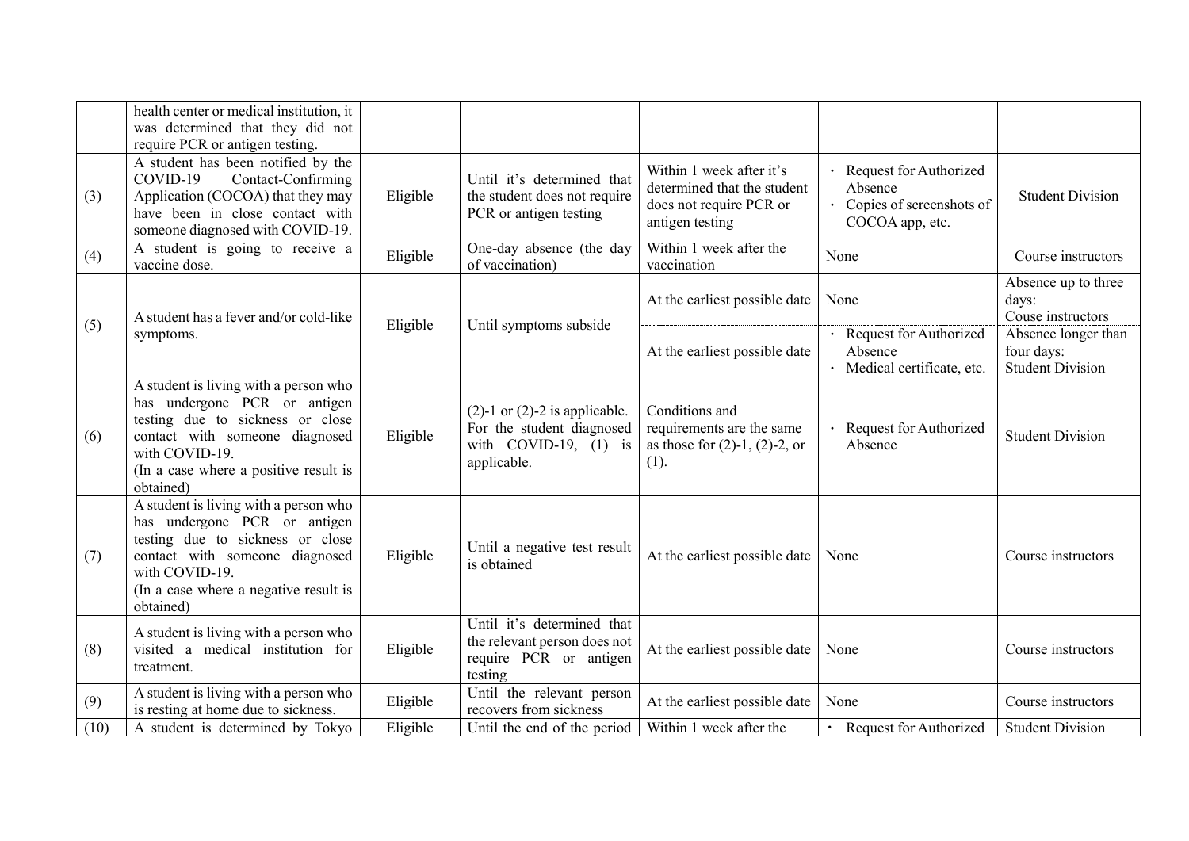| | | | | | | |
|---|---|---|---|---|---|---|
| | health center or medical institution, it was determined that they did not require PCR or antigen testing. | | | | | |
| (3) | A student has been notified by the COVID-19 Contact-Confirming Application (COCOA) that they may have been in close contact with someone diagnosed with COVID-19. | Eligible | Until it's determined that the student does not require PCR or antigen testing | Within 1 week after it's determined that the student does not require PCR or antigen testing | ・ Request for Authorized Absence<br>・ Copies of screenshots of COCOA app, etc. | Student Division |
| (4) | A student is going to receive a vaccine dose. | Eligible | One-day absence (the day of vaccination) | Within 1 week after the vaccination | None | Course instructors |
| (5) | A student has a fever and/or cold-like symptoms. | Eligible | Until symptoms subside | At the earliest possible date | None | Absence up to three days:<br>Couse instructors |
| | | | | At the earliest possible date | ・ Request for Authorized Absence<br>・ Medical certificate, etc. | Absence longer than four days:<br>Student Division |
| (6) | A student is living with a person who has undergone PCR or antigen testing due to sickness or close contact with someone diagnosed with COVID-19.<br>(In a case where a positive result is obtained) | Eligible | (2)-1 or (2)-2 is applicable. For the student diagnosed with COVID-19, (1) is applicable. | Conditions and requirements are the same as those for (2)-1, (2)-2, or (1). | ・ Request for Authorized Absence | Student Division |
| (7) | A student is living with a person who has undergone PCR or antigen testing due to sickness or close contact with someone diagnosed with COVID-19.<br>(In a case where a negative result is obtained) | Eligible | Until a negative test result is obtained | At the earliest possible date | None | Course instructors |
| (8) | A student is living with a person who visited a medical institution for treatment. | Eligible | Until it's determined that the relevant person does not require PCR or antigen testing | At the earliest possible date | None | Course instructors |
| (9) | A student is living with a person who is resting at home due to sickness. | Eligible | Until the relevant person recovers from sickness | At the earliest possible date | None | Course instructors |
| (10) | A student is determined by Tokyo | Eligible | Until the end of the period | Within 1 week after the | ・ Request for Authorized | Student Division |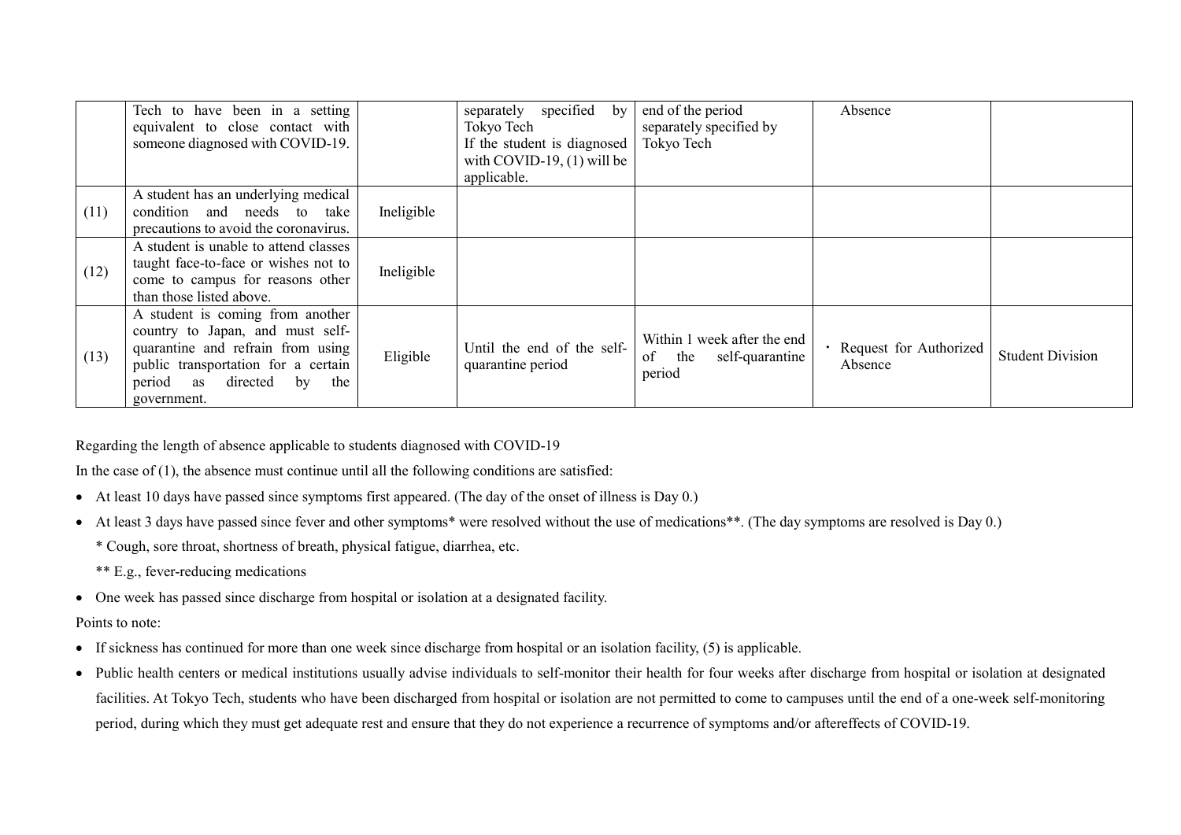| | | | | | | |
|---|---|---|---|---|---|---|
| | Tech to have been in a setting equivalent to close contact with someone diagnosed with COVID-19. | | separately specified by Tokyo Tech<br>If the student is diagnosed with COVID-19, (1) will be applicable. | end of the period separately specified by Tokyo Tech | Absence | |
| (11) | A student has an underlying medical condition and needs to take precautions to avoid the coronavirus. | Ineligible | | | | |
| (12) | A student is unable to attend classes taught face-to-face or wishes not to come to campus for reasons other than those listed above. | Ineligible | | | | |
| (13) | A student is coming from another country to Japan, and must self-quarantine and refrain from using public transportation for a certain period as directed by the government. | Eligible | Until the end of the self-quarantine period | Within 1 week after the end of the self-quarantine period | ・ Request for Authorized Absence | Student Division |

Regarding the length of absence applicable to students diagnosed with COVID-19

In the case of (1), the absence must continue until all the following conditions are satisfied:

- At least 10 days have passed since symptoms first appeared. (The day of the onset of illness is Day 0.)
- At least 3 days have passed since fever and other symptoms* were resolved without the use of medications**. (The day symptoms are resolved is Day 0.)

  * Cough, sore throat, shortness of breath, physical fatigue, diarrhea, etc.

  ** E.g., fever-reducing medications
- One week has passed since discharge from hospital or isolation at a designated facility.

Points to note:

- If sickness has continued for more than one week since discharge from hospital or an isolation facility, (5) is applicable.
- Public health centers or medical institutions usually advise individuals to self-monitor their health for four weeks after discharge from hospital or isolation at designated facilities. At Tokyo Tech, students who have been discharged from hospital or isolation are not permitted to come to campuses until the end of a one-week self-monitoring period, during which they must get adequate rest and ensure that they do not experience a recurrence of symptoms and/or aftereffects of COVID-19.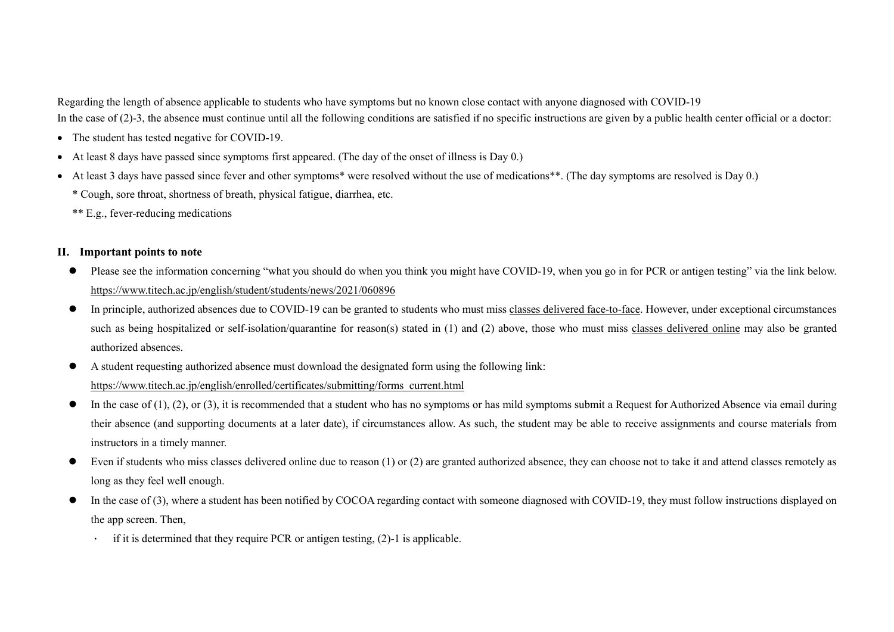Regarding the length of absence applicable to students who have symptoms but no known close contact with anyone diagnosed with COVID-19

In the case of (2)-3, the absence must continue until all the following conditions are satisfied if no specific instructions are given by a public health center official or a doctor:

- The student has tested negative for COVID-19.
- At least 8 days have passed since symptoms first appeared. (The day of the onset of illness is Day 0.)
- At least 3 days have passed since fever and other symptoms* were resolved without the use of medications**. (The day symptoms are resolved is Day 0.)

  * Cough, sore throat, shortness of breath, physical fatigue, diarrhea, etc.

  ** E.g., fever-reducing medications

## II. Important points to note

- Please see the information concerning "what you should do when you think you might have COVID-19, when you go in for PCR or antigen testing" via the link below.
  https://www.titech.ac.jp/english/student/students/news/2021/060896
- In principle, authorized absences due to COVID-19 can be granted to students who must miss <u>classes delivered face-to-face</u>. However, under exceptional circumstances such as being hospitalized or self-isolation/quarantine for reason(s) stated in (1) and (2) above, those who must miss <u>classes delivered online</u> may also be granted authorized absences.
- A student requesting authorized absence must download the designated form using the following link:
  https://www.titech.ac.jp/english/enrolled/certificates/submitting/forms_current.html
- In the case of (1), (2), or (3), it is recommended that a student who has no symptoms or has mild symptoms submit a Request for Authorized Absence via email during their absence (and supporting documents at a later date), if circumstances allow. As such, the student may be able to receive assignments and course materials from instructors in a timely manner.
- Even if students who miss classes delivered online due to reason (1) or (2) are granted authorized absence, they can choose not to take it and attend classes remotely as long as they feel well enough.
- In the case of (3), where a student has been notified by COCOA regarding contact with someone diagnosed with COVID-19, they must follow instructions displayed on the app screen. Then,
  - if it is determined that they require PCR or antigen testing, (2)-1 is applicable.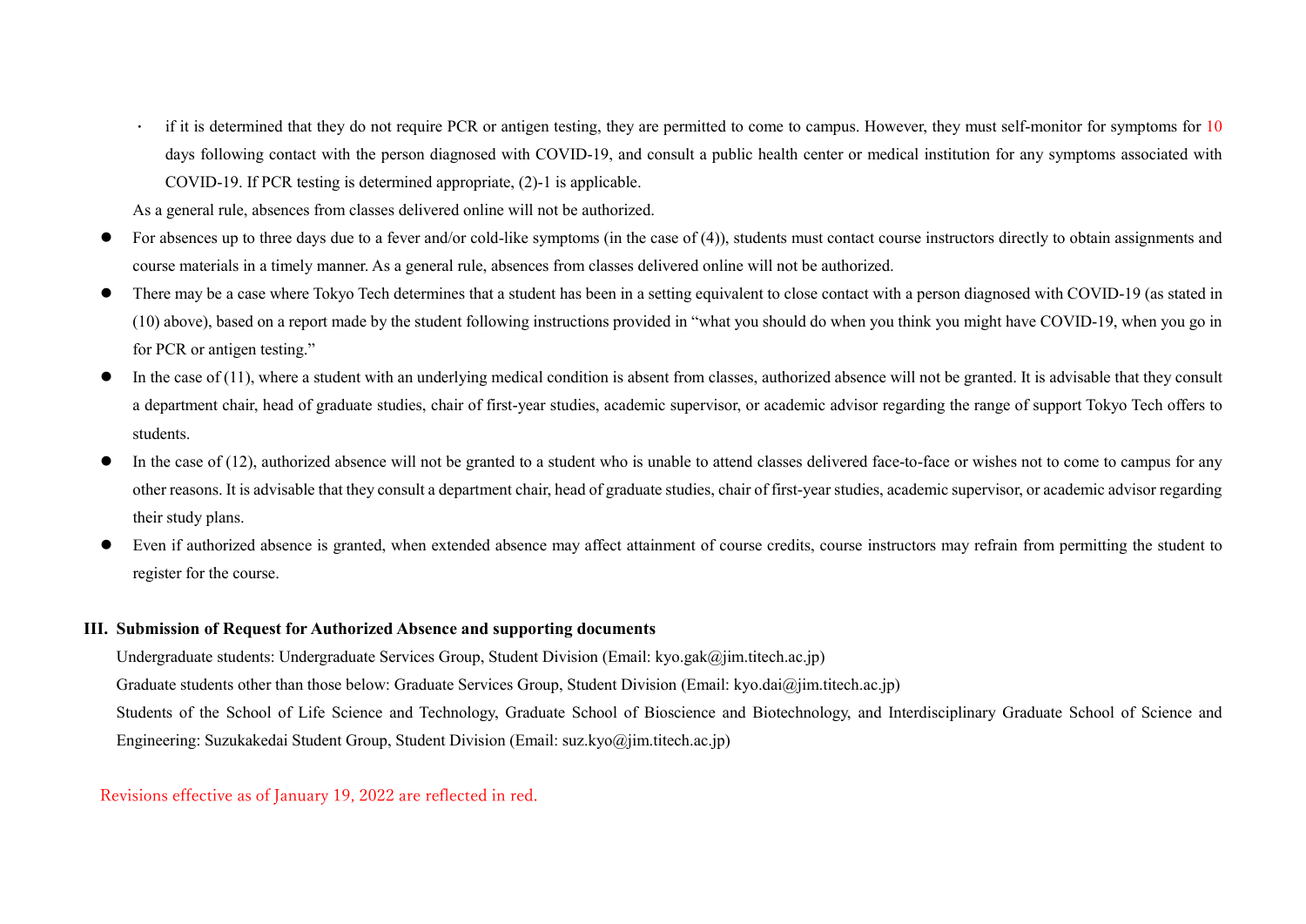- if it is determined that they do not require PCR or antigen testing, they are permitted to come to campus. However, they must self-monitor for symptoms for 10 days following contact with the person diagnosed with COVID-19, and consult a public health center or medical institution for any symptoms associated with COVID-19. If PCR testing is determined appropriate, (2)-1 is applicable.

As a general rule, absences from classes delivered online will not be authorized.

- For absences up to three days due to a fever and/or cold-like symptoms (in the case of (4)), students must contact course instructors directly to obtain assignments and course materials in a timely manner. As a general rule, absences from classes delivered online will not be authorized.
- There may be a case where Tokyo Tech determines that a student has been in a setting equivalent to close contact with a person diagnosed with COVID-19 (as stated in (10) above), based on a report made by the student following instructions provided in "what you should do when you think you might have COVID-19, when you go in for PCR or antigen testing."
- In the case of (11), where a student with an underlying medical condition is absent from classes, authorized absence will not be granted. It is advisable that they consult a department chair, head of graduate studies, chair of first-year studies, academic supervisor, or academic advisor regarding the range of support Tokyo Tech offers to students.
- In the case of (12), authorized absence will not be granted to a student who is unable to attend classes delivered face-to-face or wishes not to come to campus for any other reasons. It is advisable that they consult a department chair, head of graduate studies, chair of first-year studies, academic supervisor, or academic advisor regarding their study plans.
- Even if authorized absence is granted, when extended absence may affect attainment of course credits, course instructors may refrain from permitting the student to register for the course.

## III. Submission of Request for Authorized Absence and supporting documents

Undergraduate students: Undergraduate Services Group, Student Division (Email: kyo.gak@jim.titech.ac.jp)

Graduate students other than those below: Graduate Services Group, Student Division (Email: kyo.dai@jim.titech.ac.jp)

Students of the School of Life Science and Technology, Graduate School of Bioscience and Biotechnology, and Interdisciplinary Graduate School of Science and Engineering: Suzukakedai Student Group, Student Division (Email: suz.kyo@jim.titech.ac.jp)

Revisions effective as of January 19, 2022 are reflected in red.